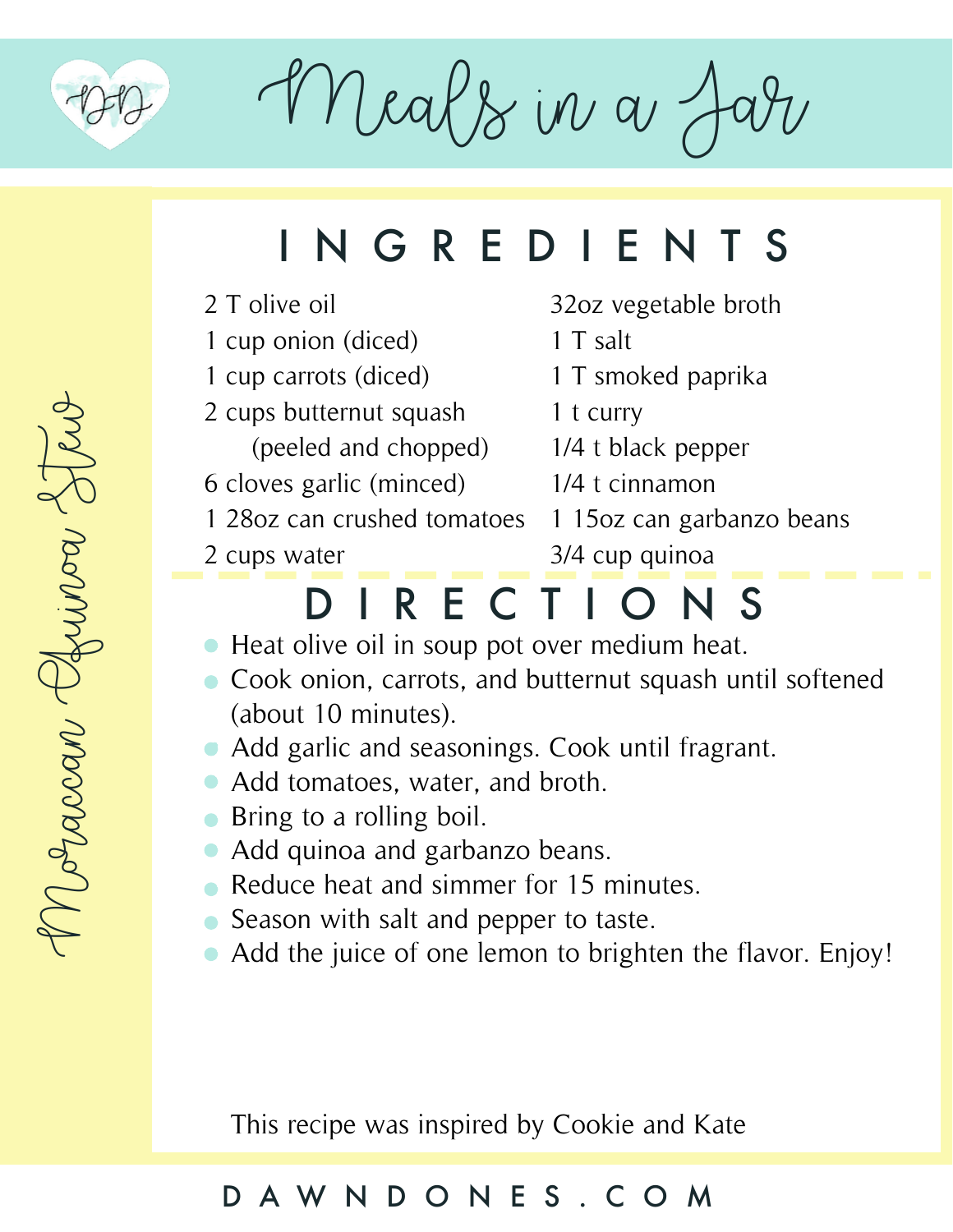# Meals in a Jar

## Moroccan Quinoa Stew

## INGREDIENTS

- 2 T olive oil
- 1 cup onion (diced)
- 1 cup carrots (diced)
- 2 cups butternut squash (peeled and chopped)
- 6 cloves garlic (minced)
- 1 28oz can crushed tomatoes
- 2 cups water
- 32oz vegetable broth
- 1 T salt
- 1 T smoked paprika
- 1 t curry
- 1/4 t black pepper
- 1/4 t cinnamon
- 1 15oz can garbanzo beans
- 3/4 cup quinoa

## DIRECTIONS

- Heat olive oil in soup pot over medium heat.
- Cook onion, carrots, and butternut squash until softened (about 10 minutes).
- Add garlic and seasonings. Cook until fragrant.
- Add tomatoes, water, and broth.
- Bring to a rolling boil.
- Add quinoa and garbanzo beans.
- Reduce heat and simmer for 15 minutes.
- Season with salt and pepper to taste.
- Add the juice of one lemon to brighten the flavor. Enjoy!

This recipe was inspired by Cookie and Kate

DAWNDONES.COM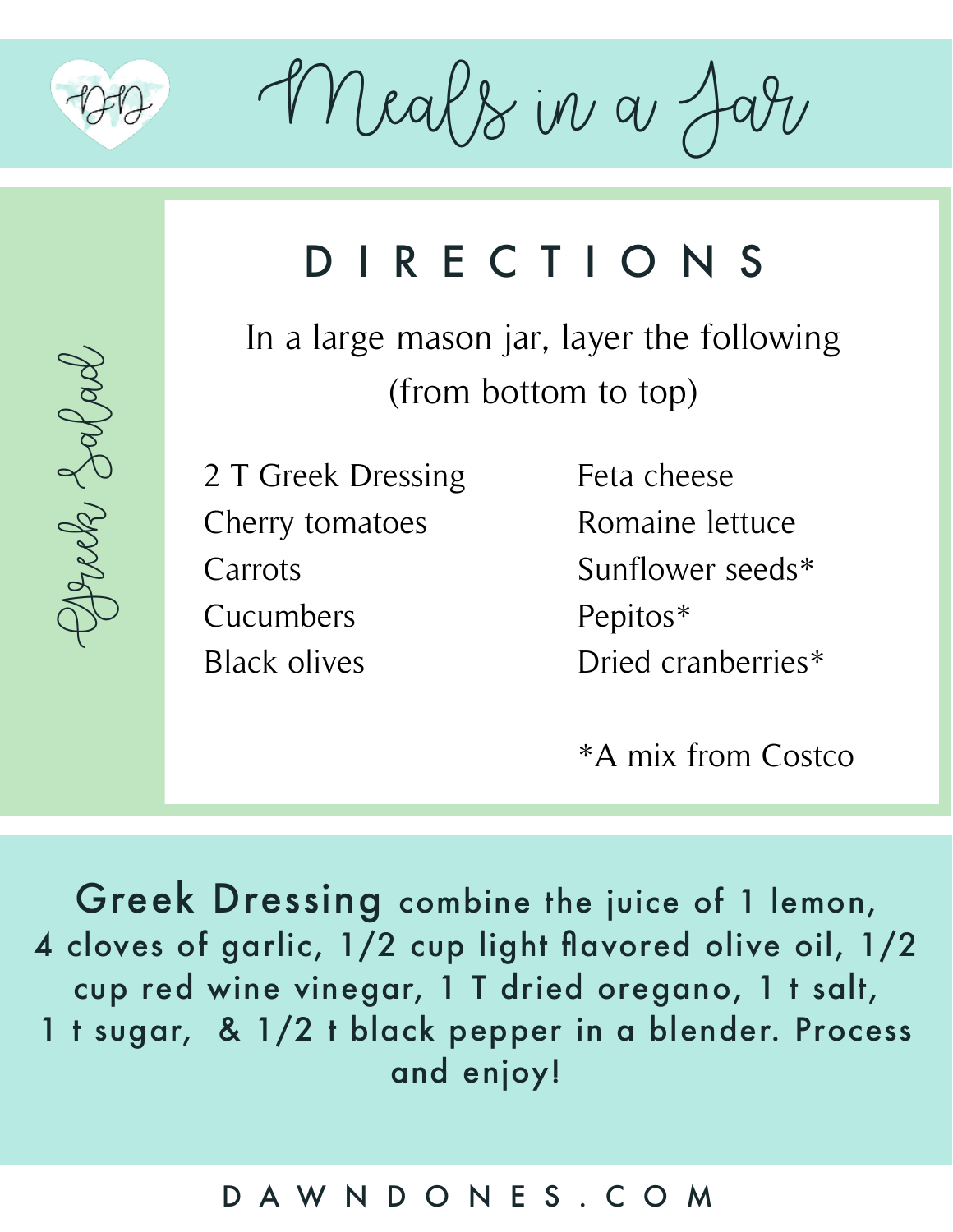# Meals in a Jar

## Greek Salad

### DIRECTIONS

In a large mason jar, layer the following (from bottom to top)

- 2 T Greek Dressing
- Cherry tomatoes
- Carrots
- Cucumbers
- Black olives
- Feta cheese
- Romaine lettuce
- Sunflower seeds*
- Pepitos*
- Dried cranberries*

*A mix from Costco

**Greek Dressing** combine the juice of 1 lemon, 4 cloves of garlic, 1/2 cup light flavored olive oil, 1/2 cup red wine vinegar, 1 T dried oregano, 1 t salt, 1 t sugar, & 1/2 t black pepper in a blender. Process and enjoy!

DAWNDONES.COM